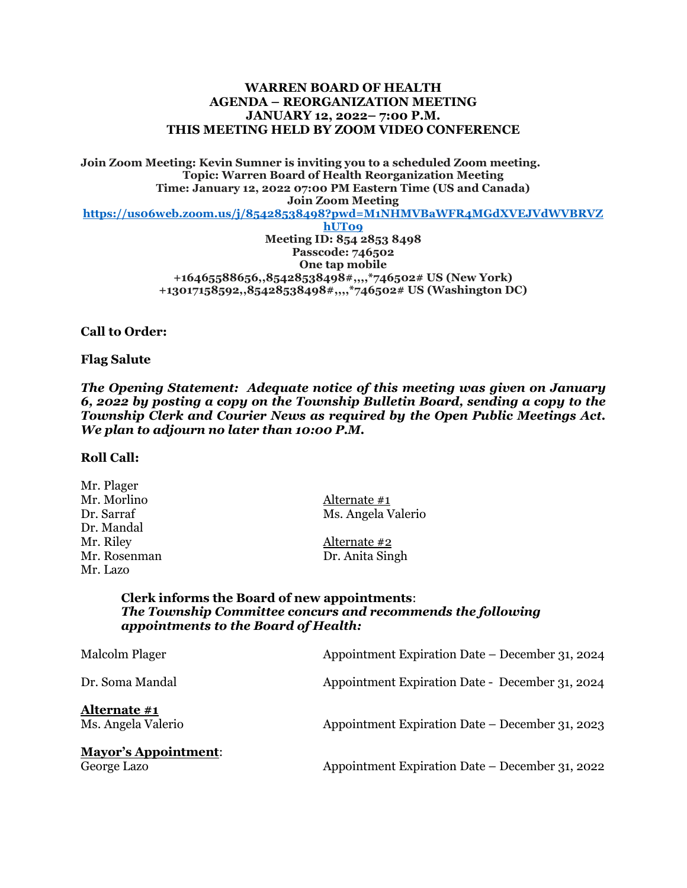**WARREN BOARD OF HEALTH**
**AGENDA – REORGANIZATION MEETING**
**JANUARY 12, 2022– 7:00 P.M.**
**THIS MEETING HELD BY ZOOM VIDEO CONFERENCE**

**Join Zoom Meeting: Kevin Sumner is inviting you to a scheduled Zoom meeting.**
**Topic: Warren Board of Health Reorganization Meeting**
**Time: January 12, 2022 07:00 PM Eastern Time (US and Canada)**
**Join Zoom Meeting**
**https://us06web.zoom.us/j/85428538498?pwd=M1NHMVBaWFR4MGdXVEJVdWVBRVZhUT09**
**Meeting ID: 854 2853 8498**
**Passcode: 746502**
**One tap mobile**
**+16465588656,,85428538498#,,,,*746502# US (New York)**
**+13017158592,,85428538498#,,,,*746502# US (Washington DC)**

**Call to Order:**

**Flag Salute**

***The Opening Statement: Adequate notice of this meeting was given on January 6, 2022 by posting a copy on the Township Bulletin Board, sending a copy to the Township Clerk and Courier News as required by the Open Public Meetings Act. We plan to adjourn no later than 10:00 P.M.***

**Roll Call:**

Mr. Plager
Mr. Morlino
Dr. Sarraf
Dr. Mandal
Mr. Riley
Mr. Rosenman
Mr. Lazo

Alternate #1
Ms. Angela Valerio

Alternate #2
Dr. Anita Singh

**Clerk informs the Board of new appointments**:
***The Township Committee concurs and recommends the following appointments to the Board of Health:***

Malcolm Plager — Appointment Expiration Date – December 31, 2024

Dr. Soma Mandal — Appointment Expiration Date - December 31, 2024

**Alternate #1**
Ms. Angela Valerio — Appointment Expiration Date – December 31, 2023

**Mayor's Appointment**:
George Lazo — Appointment Expiration Date – December 31, 2022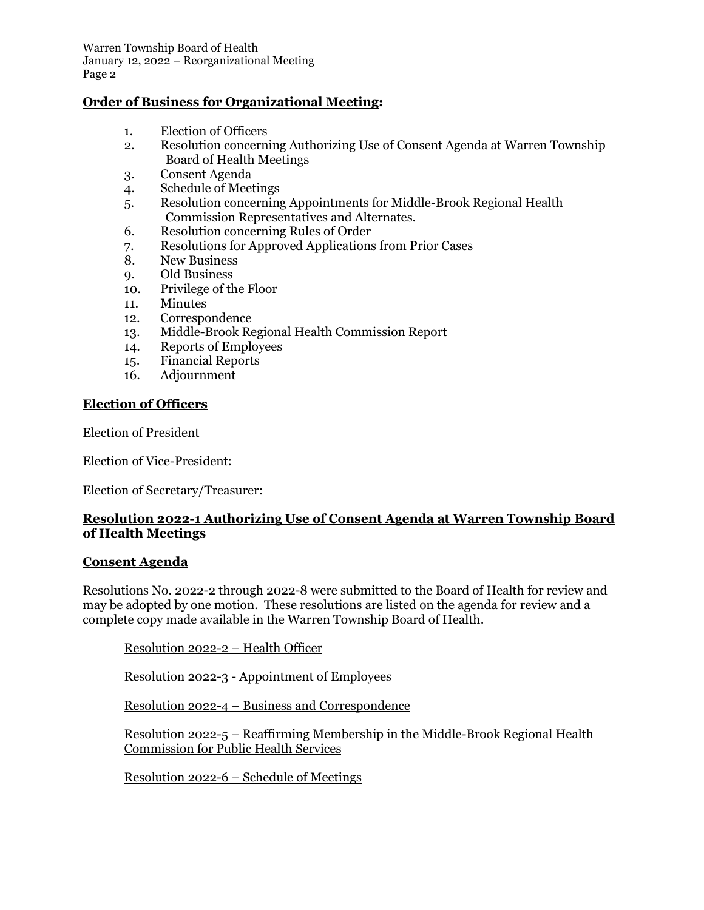## Order of Business for Organizational Meeting:

1. Election of Officers
2. Resolution concerning Authorizing Use of Consent Agenda at Warren Township Board of Health Meetings
3. Consent Agenda
4. Schedule of Meetings
5. Resolution concerning Appointments for Middle-Brook Regional Health Commission Representatives and Alternates.
6. Resolution concerning Rules of Order
7. Resolutions for Approved Applications from Prior Cases
8. New Business
9. Old Business
10. Privilege of the Floor
11. Minutes
12. Correspondence
13. Middle-Brook Regional Health Commission Report
14. Reports of Employees
15. Financial Reports
16. Adjournment

## Election of Officers

Election of President

Election of Vice-President:

Election of Secretary/Treasurer:

## Resolution 2022-1 Authorizing Use of Consent Agenda at Warren Township Board of Health Meetings

## Consent Agenda

Resolutions No. 2022-2 through 2022-8 were submitted to the Board of Health for review and may be adopted by one motion. These resolutions are listed on the agenda for review and a complete copy made available in the Warren Township Board of Health.

Resolution 2022-2 – Health Officer

Resolution 2022-3 - Appointment of Employees

Resolution 2022-4 – Business and Correspondence

Resolution 2022-5 – Reaffirming Membership in the Middle-Brook Regional Health Commission for Public Health Services

Resolution 2022-6 – Schedule of Meetings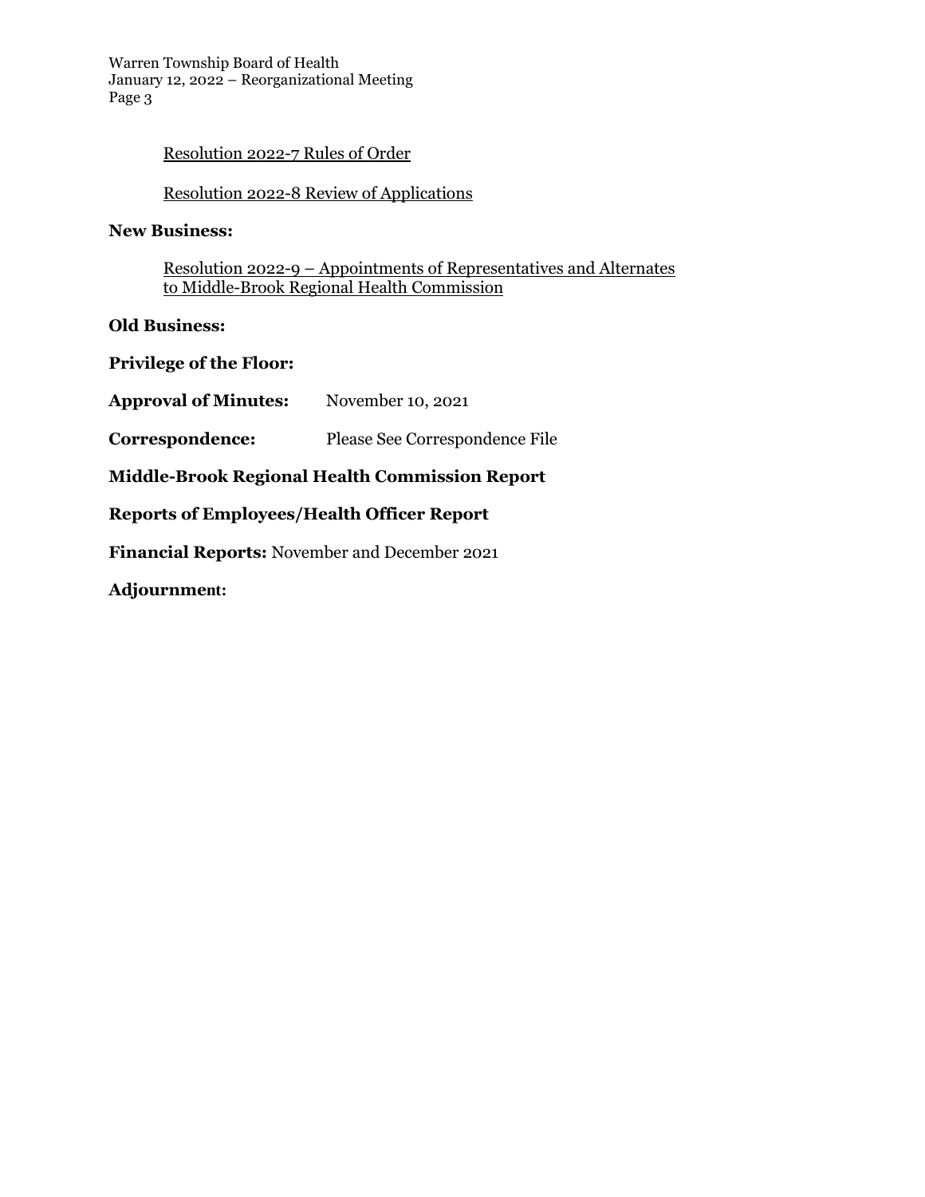Resolution 2022-7 Rules of Order

Resolution 2022-8 Review of Applications

**New Business:**

Resolution 2022-9 – Appointments of Representatives and Alternates to Middle-Brook Regional Health Commission

**Old Business:**

**Privilege of the Floor:**

**Approval of Minutes:** November 10, 2021

**Correspondence:** Please See Correspondence File

**Middle-Brook Regional Health Commission Report**

**Reports of Employees/Health Officer Report**

**Financial Reports:** November and December 2021

**Adjournment:**